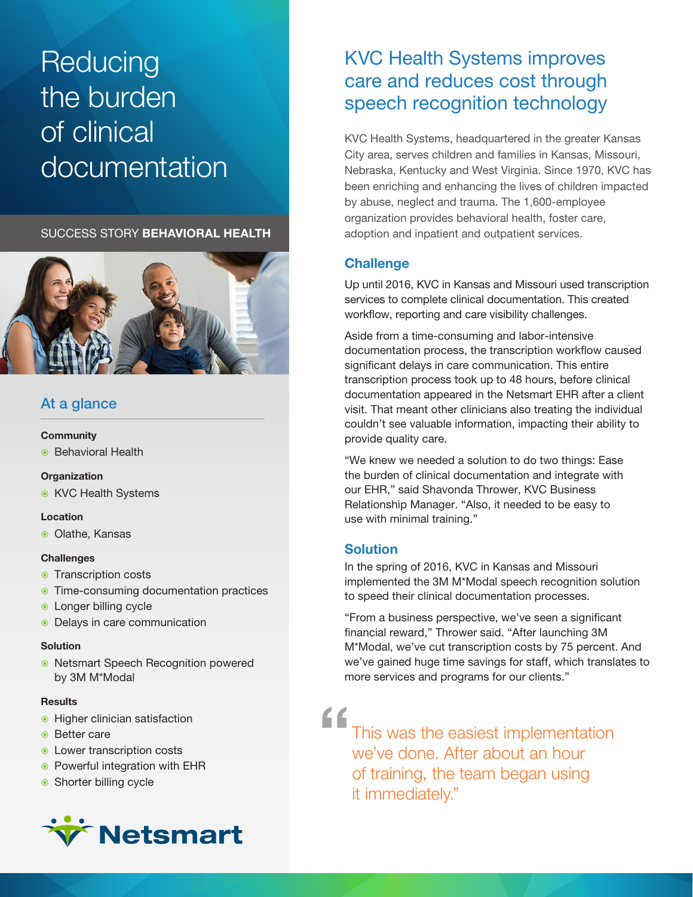# Reducing the burden of clinical documentation

SUCCESS STORY **BEHAVIORAL HEALTH**

## At a glance

**Community**

- Behavioral Health

**Organization**

- KVC Health Systems

**Location**

- Olathe, Kansas

**Challenges**

- Transcription costs
- Time-consuming documentation practices
- Longer billing cycle
- Delays in care communication

**Solution**

- Netsmart Speech Recognition powered by 3M M*Modal

**Results**

- Higher clinician satisfaction
- Better care
- Lower transcription costs
- Powerful integration with EHR
- Shorter billing cycle

Netsmart

## KVC Health Systems improves care and reduces cost through speech recognition technology

KVC Health Systems, headquartered in the greater Kansas City area, serves children and families in Kansas, Missouri, Nebraska, Kentucky and West Virginia. Since 1970, KVC has been enriching and enhancing the lives of children impacted by abuse, neglect and trauma. The 1,600-employee organization provides behavioral health, foster care, adoption and inpatient and outpatient services.

### Challenge

Up until 2016, KVC in Kansas and Missouri used transcription services to complete clinical documentation. This created workflow, reporting and care visibility challenges.

Aside from a time-consuming and labor-intensive documentation process, the transcription workflow caused significant delays in care communication. This entire transcription process took up to 48 hours, before clinical documentation appeared in the Netsmart EHR after a client visit. That meant other clinicians also treating the individual couldn't see valuable information, impacting their ability to provide quality care.

"We knew we needed a solution to do two things: Ease the burden of clinical documentation and integrate with our EHR," said Shavonda Thrower, KVC Business Relationship Manager. "Also, it needed to be easy to use with minimal training."

### Solution

In the spring of 2016, KVC in Kansas and Missouri implemented the 3M M*Modal speech recognition solution to speed their clinical documentation processes.

"From a business perspective, we've seen a significant financial reward," Thrower said. "After launching 3M M*Modal, we've cut transcription costs by 75 percent. And we've gained huge time savings for staff, which translates to more services and programs for our clients."

> "This was the easiest implementation we've done. After about an hour of training, the team began using it immediately."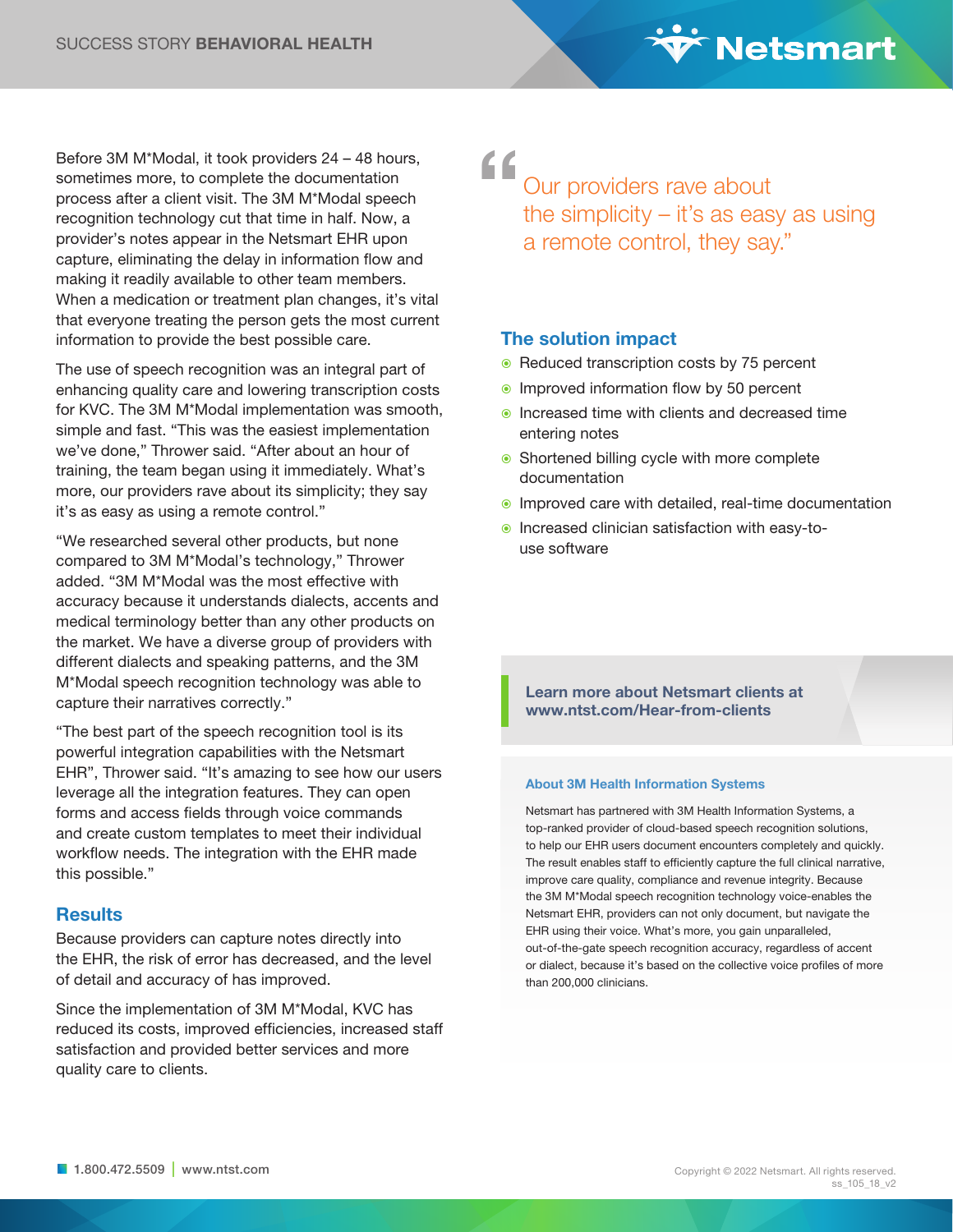Before 3M M*Modal, it took providers 24 – 48 hours, sometimes more, to complete the documentation process after a client visit. The 3M M*Modal speech recognition technology cut that time in half. Now, a provider's notes appear in the Netsmart EHR upon capture, eliminating the delay in information flow and making it readily available to other team members. When a medication or treatment plan changes, it's vital that everyone treating the person gets the most current information to provide the best possible care.

The use of speech recognition was an integral part of enhancing quality care and lowering transcription costs for KVC. The 3M M*Modal implementation was smooth, simple and fast. "This was the easiest implementation we've done," Thrower said. "After about an hour of training, the team began using it immediately. What's more, our providers rave about its simplicity; they say it's as easy as using a remote control."

"We researched several other products, but none compared to 3M M*Modal's technology," Thrower added. "3M M*Modal was the most effective with accuracy because it understands dialects, accents and medical terminology better than any other products on the market. We have a diverse group of providers with different dialects and speaking patterns, and the 3M M*Modal speech recognition technology was able to capture their narratives correctly."

"The best part of the speech recognition tool is its powerful integration capabilities with the Netsmart EHR", Thrower said. "It's amazing to see how our users leverage all the integration features. They can open forms and access fields through voice commands and create custom templates to meet their individual workflow needs. The integration with the EHR made this possible."

## Results

Because providers can capture notes directly into the EHR, the risk of error has decreased, and the level of detail and accuracy of has improved.

Since the implementation of 3M M*Modal, KVC has reduced its costs, improved efficiencies, increased staff satisfaction and provided better services and more quality care to clients.

> "Our providers rave about the simplicity – it's as easy as using a remote control, they say."

## The solution impact

- Reduced transcription costs by 75 percent
- Improved information flow by 50 percent
- Increased time with clients and decreased time entering notes
- Shortened billing cycle with more complete documentation
- Improved care with detailed, real-time documentation
- Increased clinician satisfaction with easy-to-use software

**Learn more about Netsmart clients at www.ntst.com/Hear-from-clients**

### About 3M Health Information Systems

Netsmart has partnered with 3M Health Information Systems, a top-ranked provider of cloud-based speech recognition solutions, to help our EHR users document encounters completely and quickly. The result enables staff to efficiently capture the full clinical narrative, improve care quality, compliance and revenue integrity. Because the 3M M*Modal speech recognition technology voice-enables the Netsmart EHR, providers can not only document, but navigate the EHR using their voice. What's more, you gain unparalleled, out-of-the-gate speech recognition accuracy, regardless of accent or dialect, because it's based on the collective voice profiles of more than 200,000 clinicians.